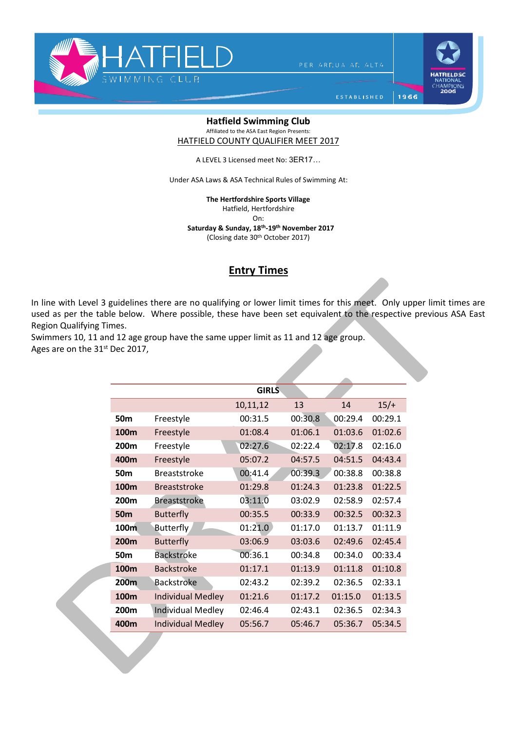HATFIELD SWIMMING CLUB

PER ARDUA AD ALTA

ESTABLISHED 1966

HATFIELD SC NATIONAL CHAMPIONS 2006

**Hatfield Swimming Club**

Affiliated to the ASA East Region Presents:

HATFIELD COUNTY QUALIFIER MEET 2017

A LEVEL 3 Licensed meet No: 3ER17…

Under ASA Laws & ASA Technical Rules of Swimming At:

**The Hertfordshire Sports Village**
Hatfield, Hertfordshire
On:
**Saturday & Sunday, 18th-19th November 2017**
(Closing date 30th October 2017)

## Entry Times

In line with Level 3 guidelines there are no qualifying or lower limit times for this meet. Only upper limit times are used as per the table below. Where possible, these have been set equivalent to the respective previous ASA East Region Qualifying Times.
Swimmers 10, 11 and 12 age group have the same upper limit as 11 and 12 age group.
Ages are on the 31st Dec 2017,

| | GIRLS | | | | |
|---|---|---|---|---|---|
| | | 10,11,12 | 13 | 14 | 15/+ |
| **50m** | Freestyle | 00:31.5 | 00:30.8 | 00:29.4 | 00:29.1 |
| **100m** | Freestyle | 01:08.4 | 01:06.1 | 01:03.6 | 01:02.6 |
| **200m** | Freestyle | 02:27.6 | 02:22.4 | 02:17.8 | 02:16.0 |
| **400m** | Freestyle | 05:07.2 | 04:57.5 | 04:51.5 | 04:43.4 |
| **50m** | Breaststroke | 00:41.4 | 00:39.3 | 00:38.8 | 00:38.8 |
| **100m** | Breaststroke | 01:29.8 | 01:24.3 | 01:23.8 | 01:22.5 |
| **200m** | Breaststroke | 03:11.0 | 03:02.9 | 02:58.9 | 02:57.4 |
| **50m** | Butterfly | 00:35.5 | 00:33.9 | 00:32.5 | 00:32.3 |
| **100m** | Butterfly | 01:21.0 | 01:17.0 | 01:13.7 | 01:11.9 |
| **200m** | Butterfly | 03:06.9 | 03:03.6 | 02:49.6 | 02:45.4 |
| **50m** | Backstroke | 00:36.1 | 00:34.8 | 00:34.0 | 00:33.4 |
| **100m** | Backstroke | 01:17.1 | 01:13.9 | 01:11.8 | 01:10.8 |
| **200m** | Backstroke | 02:43.2 | 02:39.2 | 02:36.5 | 02:33.1 |
| **100m** | Individual Medley | 01:21.6 | 01:17.2 | 01:15.0 | 01:13.5 |
| **200m** | Individual Medley | 02:46.4 | 02:43.1 | 02:36.5 | 02:34.3 |
| **400m** | Individual Medley | 05:56.7 | 05:46.7 | 05:36.7 | 05:34.5 |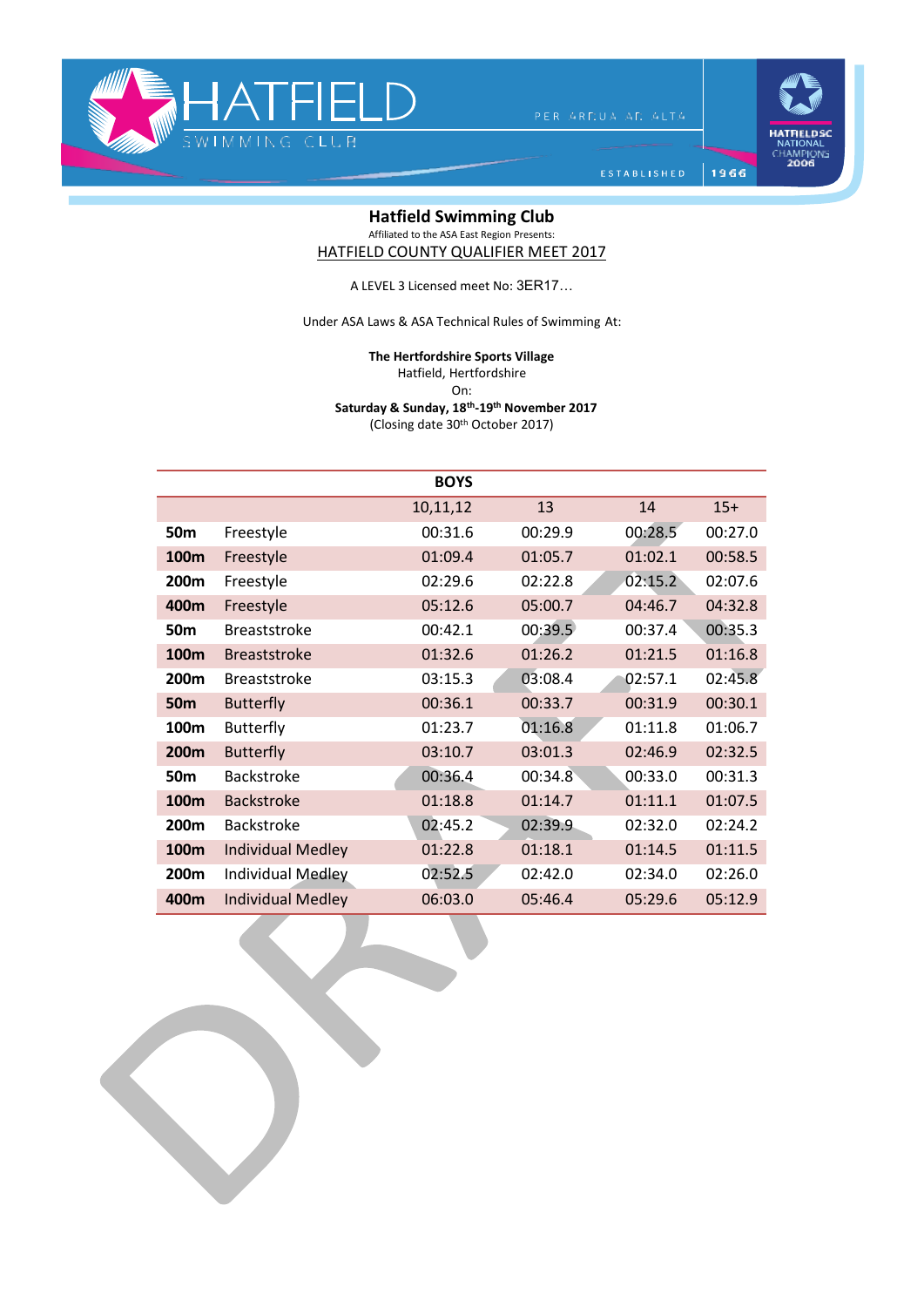**Hatfield Swimming Club**

Affiliated to the ASA East Region Presents:

HATFIELD COUNTY QUALIFIER MEET 2017

A LEVEL 3 Licensed meet No: 3ER17…

Under ASA Laws & ASA Technical Rules of Swimming At:

**The Hertfordshire Sports Village**
Hatfield, Hertfordshire
On:
**Saturday & Sunday, 18th-19th November 2017**
(Closing date 30th October 2017)

| BOYS | | | | | |
|---|---|---|---|---|---|
| | | 10,11,12 | 13 | 14 | 15+ |
| **50m** | Freestyle | 00:31.6 | 00:29.9 | 00:28.5 | 00:27.0 |
| **100m** | Freestyle | 01:09.4 | 01:05.7 | 01:02.1 | 00:58.5 |
| **200m** | Freestyle | 02:29.6 | 02:22.8 | 02:15.2 | 02:07.6 |
| **400m** | Freestyle | 05:12.6 | 05:00.7 | 04:46.7 | 04:32.8 |
| **50m** | Breaststroke | 00:42.1 | 00:39.5 | 00:37.4 | 00:35.3 |
| **100m** | Breaststroke | 01:32.6 | 01:26.2 | 01:21.5 | 01:16.8 |
| **200m** | Breaststroke | 03:15.3 | 03:08.4 | 02:57.1 | 02:45.8 |
| **50m** | Butterfly | 00:36.1 | 00:33.7 | 00:31.9 | 00:30.1 |
| **100m** | Butterfly | 01:23.7 | 01:16.8 | 01:11.8 | 01:06.7 |
| **200m** | Butterfly | 03:10.7 | 03:01.3 | 02:46.9 | 02:32.5 |
| **50m** | Backstroke | 00:36.4 | 00:34.8 | 00:33.0 | 00:31.3 |
| **100m** | Backstroke | 01:18.8 | 01:14.7 | 01:11.1 | 01:07.5 |
| **200m** | Backstroke | 02:45.2 | 02:39.9 | 02:32.0 | 02:24.2 |
| **100m** | Individual Medley | 01:22.8 | 01:18.1 | 01:14.5 | 01:11.5 |
| **200m** | Individual Medley | 02:52.5 | 02:42.0 | 02:34.0 | 02:26.0 |
| **400m** | Individual Medley | 06:03.0 | 05:46.4 | 05:29.6 | 05:12.9 |